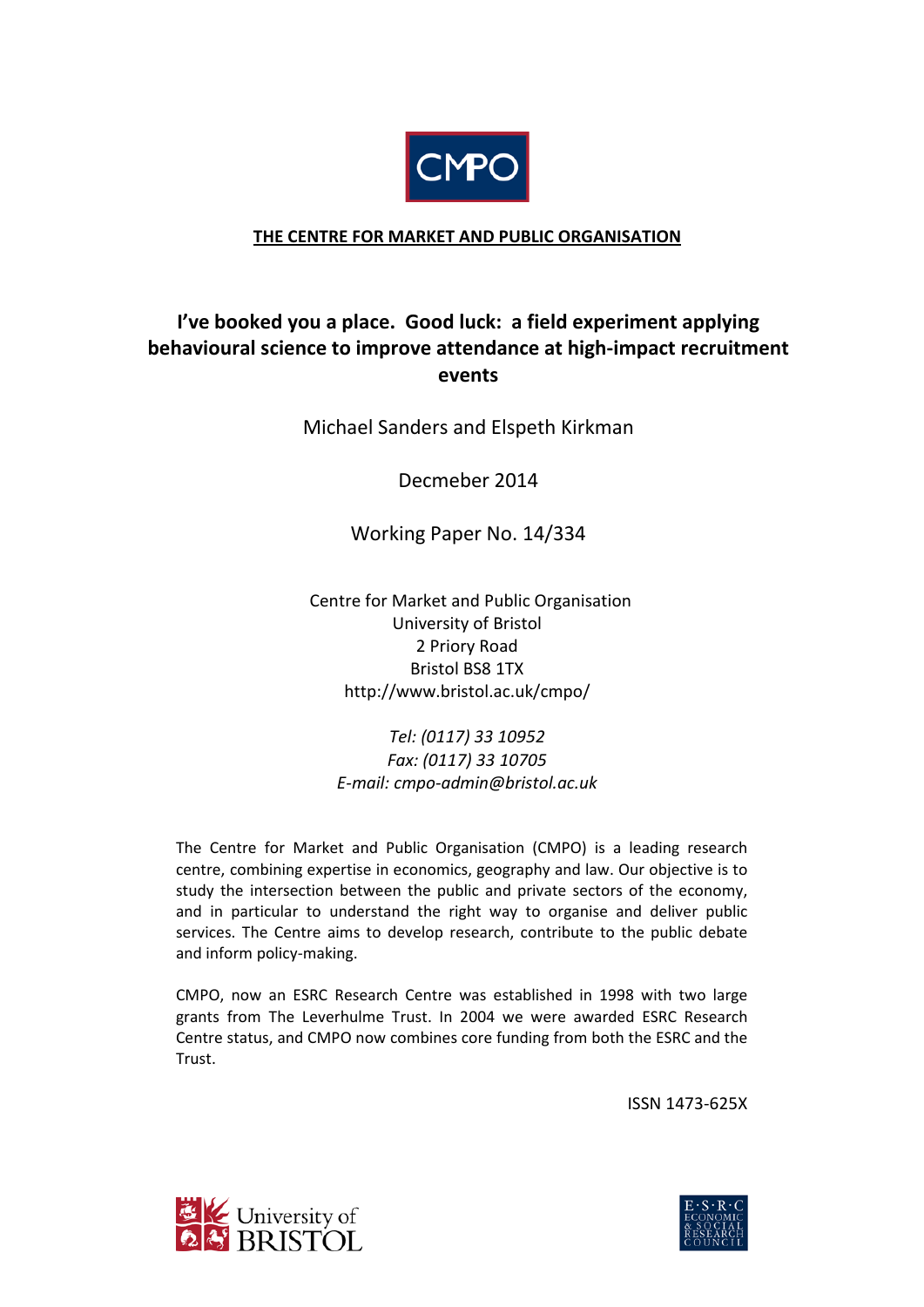CMPO

**THE CENTRE FOR MARKET AND PUBLIC ORGANISATION**

# I've booked you a place. Good luck: a field experiment applying behavioural science to improve attendance at high-impact recruitment events

Michael Sanders and Elspeth Kirkman

Decmeber 2014

Working Paper No. 14/334

Centre for Market and Public Organisation
University of Bristol
2 Priory Road
Bristol BS8 1TX
http://www.bristol.ac.uk/cmpo/

*Tel: (0117) 33 10952*
*Fax: (0117) 33 10705*
*E-mail: cmpo-admin@bristol.ac.uk*

The Centre for Market and Public Organisation (CMPO) is a leading research centre, combining expertise in economics, geography and law. Our objective is to study the intersection between the public and private sectors of the economy, and in particular to understand the right way to organise and deliver public services. The Centre aims to develop research, contribute to the public debate and inform policy-making.

CMPO, now an ESRC Research Centre was established in 1998 with two large grants from The Leverhulme Trust. In 2004 we were awarded ESRC Research Centre status, and CMPO now combines core funding from both the ESRC and the Trust.

ISSN 1473-625X

University of BRISTOL

E·S·R·C ECONOMIC & SOCIAL RESEARCH COUNCIL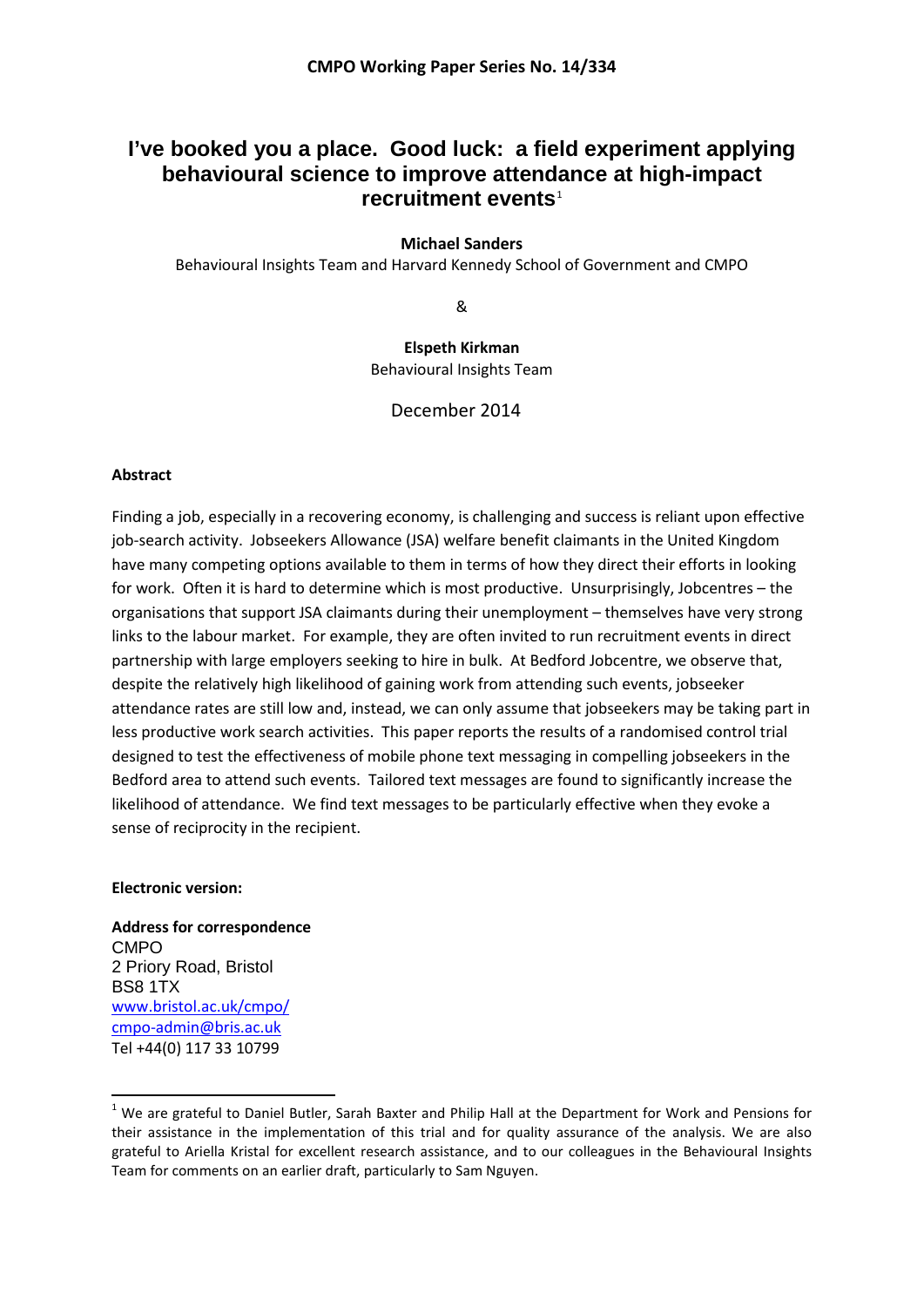**CMPO Working Paper Series No. 14/334**

# I've booked you a place. Good luck: a field experiment applying behavioural science to improve attendance at high-impact recruitment events[1]

**Michael Sanders**

Behavioural Insights Team and Harvard Kennedy School of Government and CMPO

&

**Elspeth Kirkman**

Behavioural Insights Team

December 2014

**Abstract**

Finding a job, especially in a recovering economy, is challenging and success is reliant upon effective job-search activity. Jobseekers Allowance (JSA) welfare benefit claimants in the United Kingdom have many competing options available to them in terms of how they direct their efforts in looking for work. Often it is hard to determine which is most productive. Unsurprisingly, Jobcentres – the organisations that support JSA claimants during their unemployment – themselves have very strong links to the labour market. For example, they are often invited to run recruitment events in direct partnership with large employers seeking to hire in bulk. At Bedford Jobcentre, we observe that, despite the relatively high likelihood of gaining work from attending such events, jobseeker attendance rates are still low and, instead, we can only assume that jobseekers may be taking part in less productive work search activities. This paper reports the results of a randomised control trial designed to test the effectiveness of mobile phone text messaging in compelling jobseekers in the Bedford area to attend such events. Tailored text messages are found to significantly increase the likelihood of attendance. We find text messages to be particularly effective when they evoke a sense of reciprocity in the recipient.

**Electronic version:**

**Address for correspondence**
CMPO
2 Priory Road, Bristol
BS8 1TX
www.bristol.ac.uk/cmpo/
cmpo-admin@bris.ac.uk
Tel +44(0) 117 33 10799

[1] We are grateful to Daniel Butler, Sarah Baxter and Philip Hall at the Department for Work and Pensions for their assistance in the implementation of this trial and for quality assurance of the analysis. We are also grateful to Ariella Kristal for excellent research assistance, and to our colleagues in the Behavioural Insights Team for comments on an earlier draft, particularly to Sam Nguyen.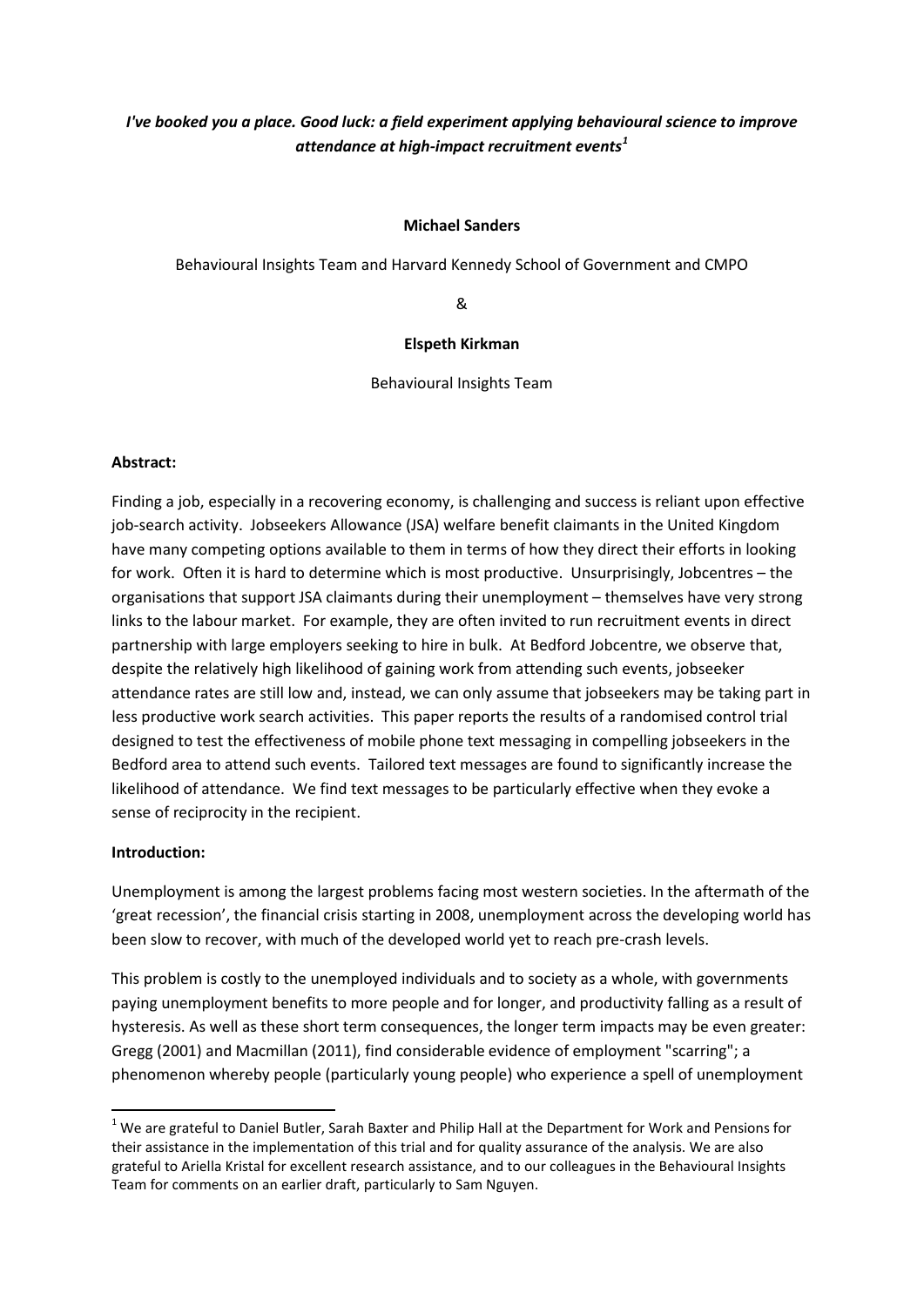# *I've booked you a place. Good luck: a field experiment applying behavioural science to improve attendance at high-impact recruitment events*[1]

**Michael Sanders**

Behavioural Insights Team and Harvard Kennedy School of Government and CMPO

&

**Elspeth Kirkman**

Behavioural Insights Team

**Abstract:**

Finding a job, especially in a recovering economy, is challenging and success is reliant upon effective job-search activity. Jobseekers Allowance (JSA) welfare benefit claimants in the United Kingdom have many competing options available to them in terms of how they direct their efforts in looking for work. Often it is hard to determine which is most productive. Unsurprisingly, Jobcentres – the organisations that support JSA claimants during their unemployment – themselves have very strong links to the labour market. For example, they are often invited to run recruitment events in direct partnership with large employers seeking to hire in bulk. At Bedford Jobcentre, we observe that, despite the relatively high likelihood of gaining work from attending such events, jobseeker attendance rates are still low and, instead, we can only assume that jobseekers may be taking part in less productive work search activities. This paper reports the results of a randomised control trial designed to test the effectiveness of mobile phone text messaging in compelling jobseekers in the Bedford area to attend such events. Tailored text messages are found to significantly increase the likelihood of attendance. We find text messages to be particularly effective when they evoke a sense of reciprocity in the recipient.

**Introduction:**

Unemployment is among the largest problems facing most western societies. In the aftermath of the 'great recession', the financial crisis starting in 2008, unemployment across the developing world has been slow to recover, with much of the developed world yet to reach pre-crash levels.

This problem is costly to the unemployed individuals and to society as a whole, with governments paying unemployment benefits to more people and for longer, and productivity falling as a result of hysteresis. As well as these short term consequences, the longer term impacts may be even greater: Gregg (2001) and Macmillan (2011), find considerable evidence of employment "scarring"; a phenomenon whereby people (particularly young people) who experience a spell of unemployment

[1] We are grateful to Daniel Butler, Sarah Baxter and Philip Hall at the Department for Work and Pensions for their assistance in the implementation of this trial and for quality assurance of the analysis. We are also grateful to Ariella Kristal for excellent research assistance, and to our colleagues in the Behavioural Insights Team for comments on an earlier draft, particularly to Sam Nguyen.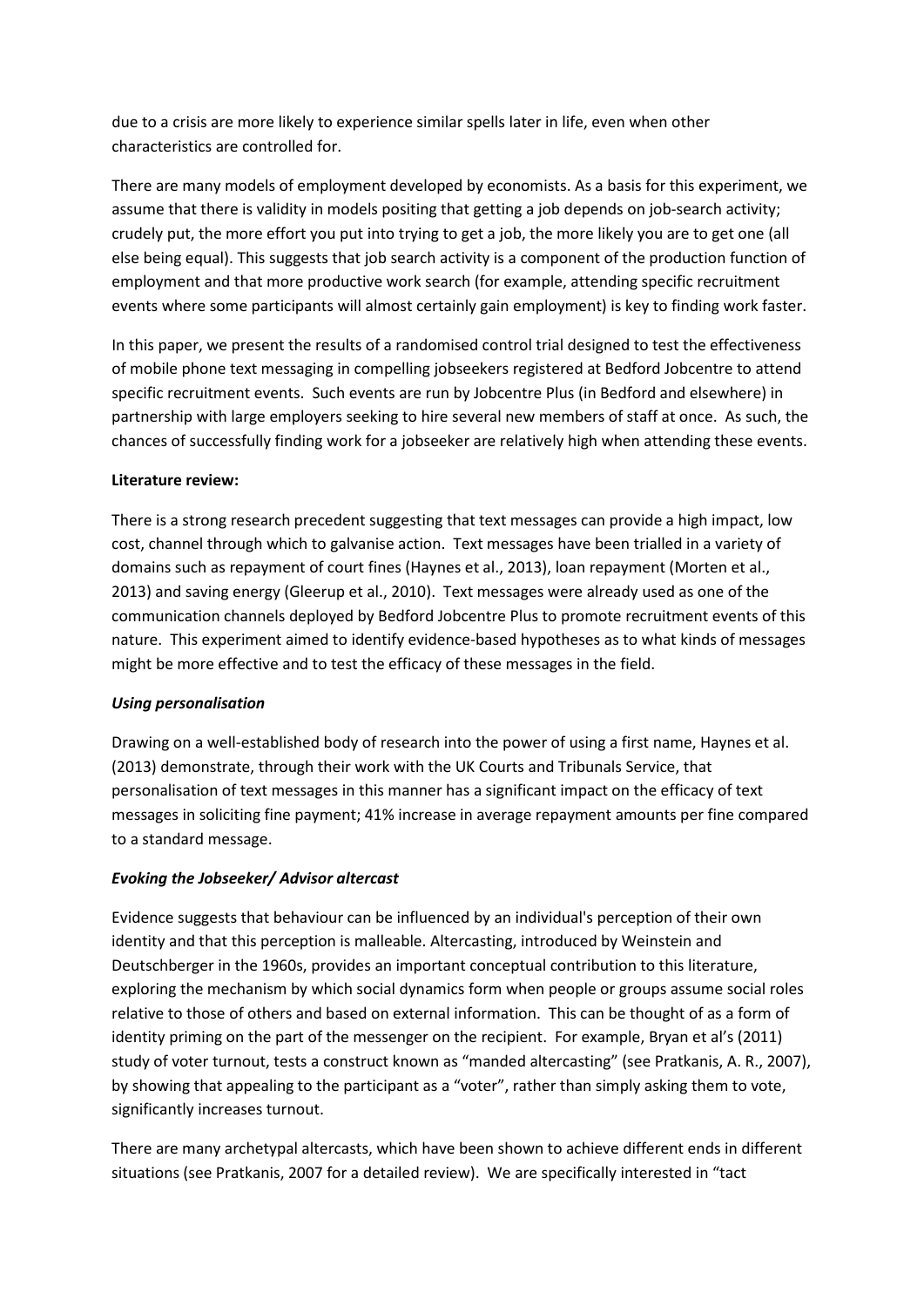due to a crisis are more likely to experience similar spells later in life, even when other characteristics are controlled for.

There are many models of employment developed by economists. As a basis for this experiment, we assume that there is validity in models positing that getting a job depends on job-search activity; crudely put, the more effort you put into trying to get a job, the more likely you are to get one (all else being equal). This suggests that job search activity is a component of the production function of employment and that more productive work search (for example, attending specific recruitment events where some participants will almost certainly gain employment) is key to finding work faster.

In this paper, we present the results of a randomised control trial designed to test the effectiveness of mobile phone text messaging in compelling jobseekers registered at Bedford Jobcentre to attend specific recruitment events. Such events are run by Jobcentre Plus (in Bedford and elsewhere) in partnership with large employers seeking to hire several new members of staff at once. As such, the chances of successfully finding work for a jobseeker are relatively high when attending these events.

**Literature review:**

There is a strong research precedent suggesting that text messages can provide a high impact, low cost, channel through which to galvanise action. Text messages have been trialled in a variety of domains such as repayment of court fines (Haynes et al., 2013), loan repayment (Morten et al., 2013) and saving energy (Gleerup et al., 2010). Text messages were already used as one of the communication channels deployed by Bedford Jobcentre Plus to promote recruitment events of this nature. This experiment aimed to identify evidence-based hypotheses as to what kinds of messages might be more effective and to test the efficacy of these messages in the field.

***Using personalisation***

Drawing on a well-established body of research into the power of using a first name, Haynes et al. (2013) demonstrate, through their work with the UK Courts and Tribunals Service, that personalisation of text messages in this manner has a significant impact on the efficacy of text messages in soliciting fine payment; 41% increase in average repayment amounts per fine compared to a standard message.

***Evoking the Jobseeker/ Advisor altercast***

Evidence suggests that behaviour can be influenced by an individual's perception of their own identity and that this perception is malleable. Altercasting, introduced by Weinstein and Deutschberger in the 1960s, provides an important conceptual contribution to this literature, exploring the mechanism by which social dynamics form when people or groups assume social roles relative to those of others and based on external information. This can be thought of as a form of identity priming on the part of the messenger on the recipient. For example, Bryan et al's (2011) study of voter turnout, tests a construct known as "manded altercasting" (see Pratkanis, A. R., 2007), by showing that appealing to the participant as a "voter", rather than simply asking them to vote, significantly increases turnout.

There are many archetypal altercasts, which have been shown to achieve different ends in different situations (see Pratkanis, 2007 for a detailed review). We are specifically interested in "tact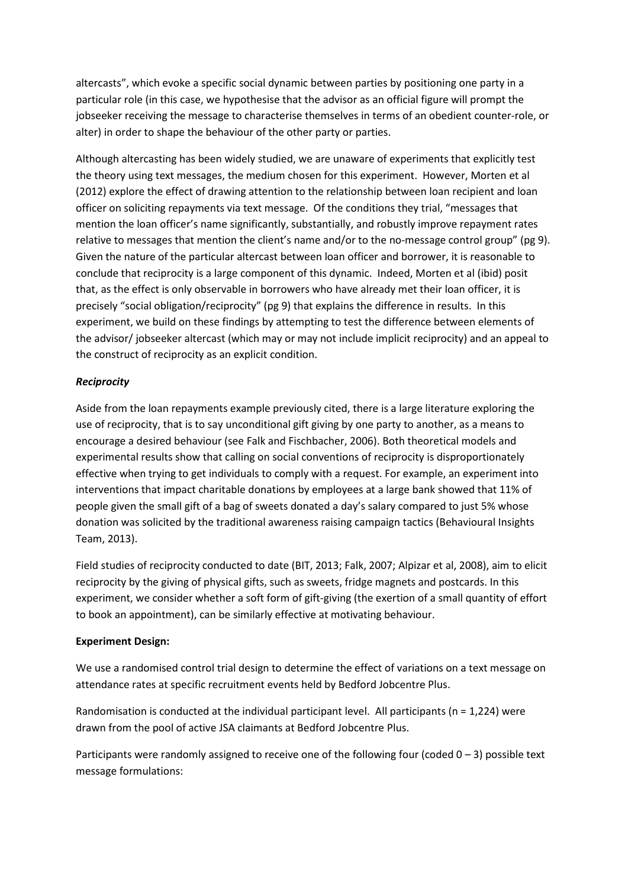altercasts", which evoke a specific social dynamic between parties by positioning one party in a particular role (in this case, we hypothesise that the advisor as an official figure will prompt the jobseeker receiving the message to characterise themselves in terms of an obedient counter-role, or alter) in order to shape the behaviour of the other party or parties.

Although altercasting has been widely studied, we are unaware of experiments that explicitly test the theory using text messages, the medium chosen for this experiment. However, Morten et al (2012) explore the effect of drawing attention to the relationship between loan recipient and loan officer on soliciting repayments via text message. Of the conditions they trial, "messages that mention the loan officer's name significantly, substantially, and robustly improve repayment rates relative to messages that mention the client's name and/or to the no-message control group" (pg 9). Given the nature of the particular altercast between loan officer and borrower, it is reasonable to conclude that reciprocity is a large component of this dynamic. Indeed, Morten et al (ibid) posit that, as the effect is only observable in borrowers who have already met their loan officer, it is precisely "social obligation/reciprocity" (pg 9) that explains the difference in results. In this experiment, we build on these findings by attempting to test the difference between elements of the advisor/ jobseeker altercast (which may or may not include implicit reciprocity) and an appeal to the construct of reciprocity as an explicit condition.

***Reciprocity***

Aside from the loan repayments example previously cited, there is a large literature exploring the use of reciprocity, that is to say unconditional gift giving by one party to another, as a means to encourage a desired behaviour (see Falk and Fischbacher, 2006). Both theoretical models and experimental results show that calling on social conventions of reciprocity is disproportionately effective when trying to get individuals to comply with a request. For example, an experiment into interventions that impact charitable donations by employees at a large bank showed that 11% of people given the small gift of a bag of sweets donated a day's salary compared to just 5% whose donation was solicited by the traditional awareness raising campaign tactics (Behavioural Insights Team, 2013).

Field studies of reciprocity conducted to date (BIT, 2013; Falk, 2007; Alpizar et al, 2008), aim to elicit reciprocity by the giving of physical gifts, such as sweets, fridge magnets and postcards. In this experiment, we consider whether a soft form of gift-giving (the exertion of a small quantity of effort to book an appointment), can be similarly effective at motivating behaviour.

**Experiment Design:**

We use a randomised control trial design to determine the effect of variations on a text message on attendance rates at specific recruitment events held by Bedford Jobcentre Plus.

Randomisation is conducted at the individual participant level. All participants (n = 1,224) were drawn from the pool of active JSA claimants at Bedford Jobcentre Plus.

Participants were randomly assigned to receive one of the following four (coded 0 – 3) possible text message formulations: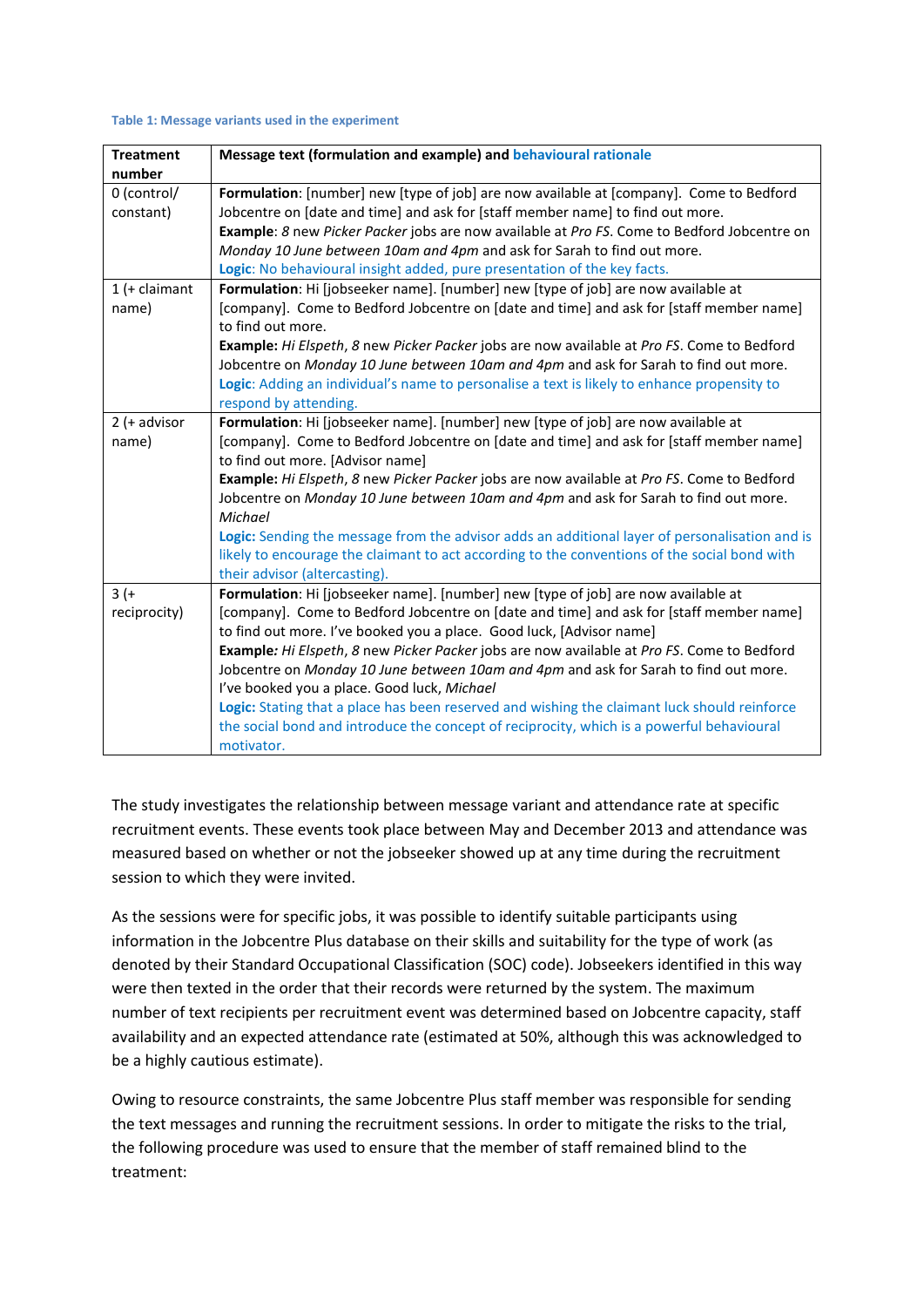**Table 1: Message variants used in the experiment**

| Treatment number | Message text (formulation and example) and behavioural rationale |
|---|---|
| 0 (control/ constant) | **Formulation**: [number] new [type of job] are now available at [company]. Come to Bedford Jobcentre on [date and time] and ask for [staff member name] to find out more.<br>**Example**: *8* new *Picker Packer* jobs are now available at *Pro FS*. Come to Bedford Jobcentre on *Monday 10 June between 10am and 4pm* and ask for Sarah to find out more.<br>**Logic**: No behavioural insight added, pure presentation of the key facts. |
| 1 (+ claimant name) | **Formulation**: Hi [jobseeker name]. [number] new [type of job] are now available at [company]. Come to Bedford Jobcentre on [date and time] and ask for [staff member name] to find out more.<br>**Example:** *Hi Elspeth*, *8* new *Picker Packer* jobs are now available at *Pro FS*. Come to Bedford Jobcentre on *Monday 10 June between 10am and 4pm* and ask for Sarah to find out more.<br>**Logic**: Adding an individual's name to personalise a text is likely to enhance propensity to respond by attending. |
| 2 (+ advisor name) | **Formulation**: Hi [jobseeker name]. [number] new [type of job] are now available at [company]. Come to Bedford Jobcentre on [date and time] and ask for [staff member name] to find out more. [Advisor name]<br>**Example:** *Hi Elspeth*, *8* new *Picker Packer* jobs are now available at *Pro FS*. Come to Bedford Jobcentre on *Monday 10 June between 10am and 4pm* and ask for Sarah to find out more. *Michael*<br>**Logic:** Sending the message from the advisor adds an additional layer of personalisation and is likely to encourage the claimant to act according to the conventions of the social bond with their advisor (altercasting). |
| 3 (+ reciprocity) | **Formulation**: Hi [jobseeker name]. [number] new [type of job] are now available at [company]. Come to Bedford Jobcentre on [date and time] and ask for [staff member name] to find out more. I've booked you a place. Good luck, [Advisor name]<br>**Example***:* *Hi Elspeth*, *8* new *Picker Packer* jobs are now available at *Pro FS*. Come to Bedford Jobcentre on *Monday 10 June between 10am and 4pm* and ask for Sarah to find out more. I've booked you a place. Good luck, *Michael*<br>**Logic:** Stating that a place has been reserved and wishing the claimant luck should reinforce the social bond and introduce the concept of reciprocity, which is a powerful behavioural motivator. |

The study investigates the relationship between message variant and attendance rate at specific recruitment events. These events took place between May and December 2013 and attendance was measured based on whether or not the jobseeker showed up at any time during the recruitment session to which they were invited.

As the sessions were for specific jobs, it was possible to identify suitable participants using information in the Jobcentre Plus database on their skills and suitability for the type of work (as denoted by their Standard Occupational Classification (SOC) code). Jobseekers identified in this way were then texted in the order that their records were returned by the system. The maximum number of text recipients per recruitment event was determined based on Jobcentre capacity, staff availability and an expected attendance rate (estimated at 50%, although this was acknowledged to be a highly cautious estimate).

Owing to resource constraints, the same Jobcentre Plus staff member was responsible for sending the text messages and running the recruitment sessions. In order to mitigate the risks to the trial, the following procedure was used to ensure that the member of staff remained blind to the treatment: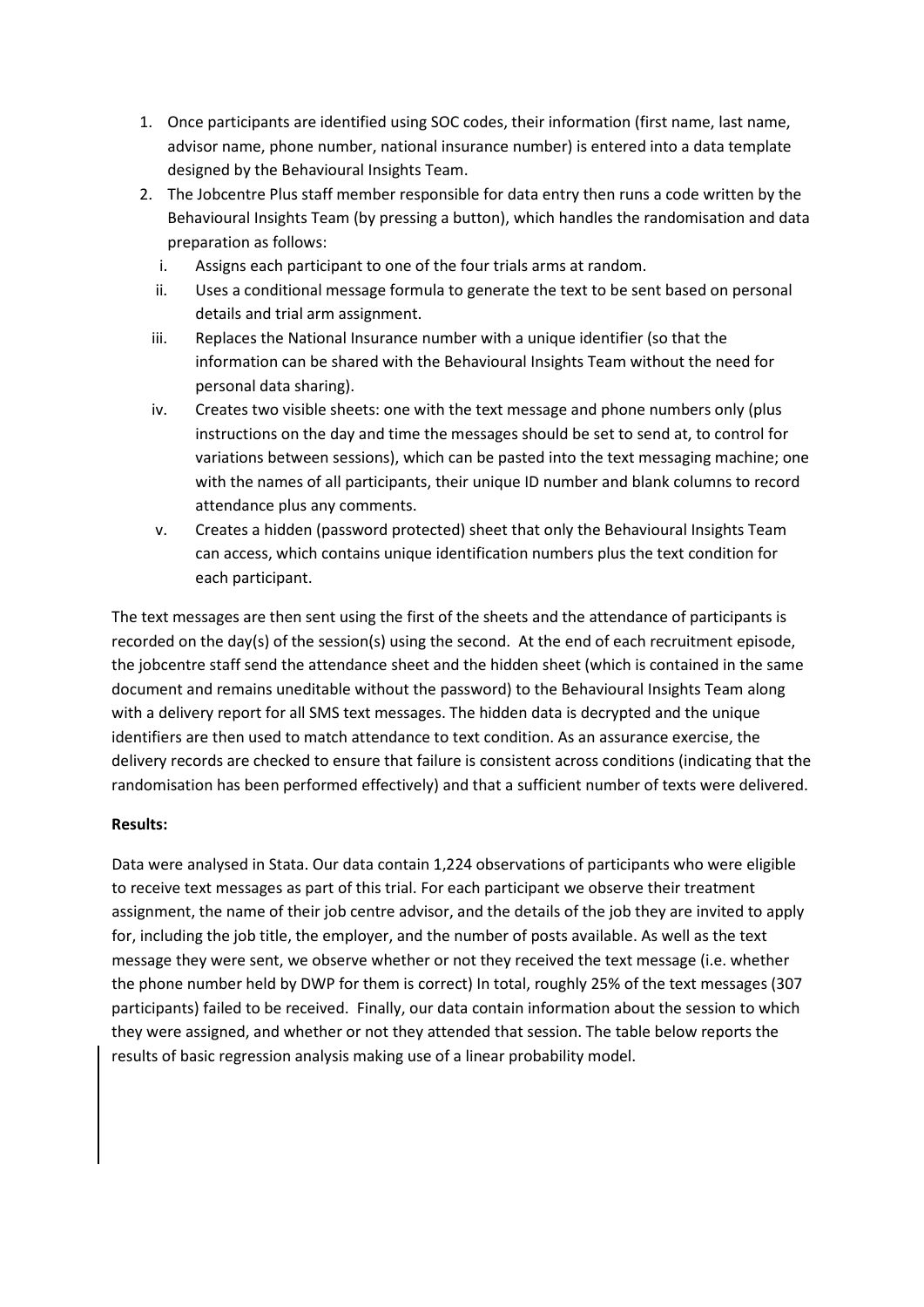1. Once participants are identified using SOC codes, their information (first name, last name, advisor name, phone number, national insurance number) is entered into a data template designed by the Behavioural Insights Team.
2. The Jobcentre Plus staff member responsible for data entry then runs a code written by the Behavioural Insights Team (by pressing a button), which handles the randomisation and data preparation as follows:
   i. Assigns each participant to one of the four trials arms at random.
   ii. Uses a conditional message formula to generate the text to be sent based on personal details and trial arm assignment.
   iii. Replaces the National Insurance number with a unique identifier (so that the information can be shared with the Behavioural Insights Team without the need for personal data sharing).
   iv. Creates two visible sheets: one with the text message and phone numbers only (plus instructions on the day and time the messages should be set to send at, to control for variations between sessions), which can be pasted into the text messaging machine; one with the names of all participants, their unique ID number and blank columns to record attendance plus any comments.
   v. Creates a hidden (password protected) sheet that only the Behavioural Insights Team can access, which contains unique identification numbers plus the text condition for each participant.

The text messages are then sent using the first of the sheets and the attendance of participants is recorded on the day(s) of the session(s) using the second. At the end of each recruitment episode, the jobcentre staff send the attendance sheet and the hidden sheet (which is contained in the same document and remains uneditable without the password) to the Behavioural Insights Team along with a delivery report for all SMS text messages. The hidden data is decrypted and the unique identifiers are then used to match attendance to text condition. As an assurance exercise, the delivery records are checked to ensure that failure is consistent across conditions (indicating that the randomisation has been performed effectively) and that a sufficient number of texts were delivered.

**Results:**

Data were analysed in Stata. Our data contain 1,224 observations of participants who were eligible to receive text messages as part of this trial. For each participant we observe their treatment assignment, the name of their job centre advisor, and the details of the job they are invited to apply for, including the job title, the employer, and the number of posts available. As well as the text message they were sent, we observe whether or not they received the text message (i.e. whether the phone number held by DWP for them is correct) In total, roughly 25% of the text messages (307 participants) failed to be received. Finally, our data contain information about the session to which they were assigned, and whether or not they attended that session. The table below reports the results of basic regression analysis making use of a linear probability model.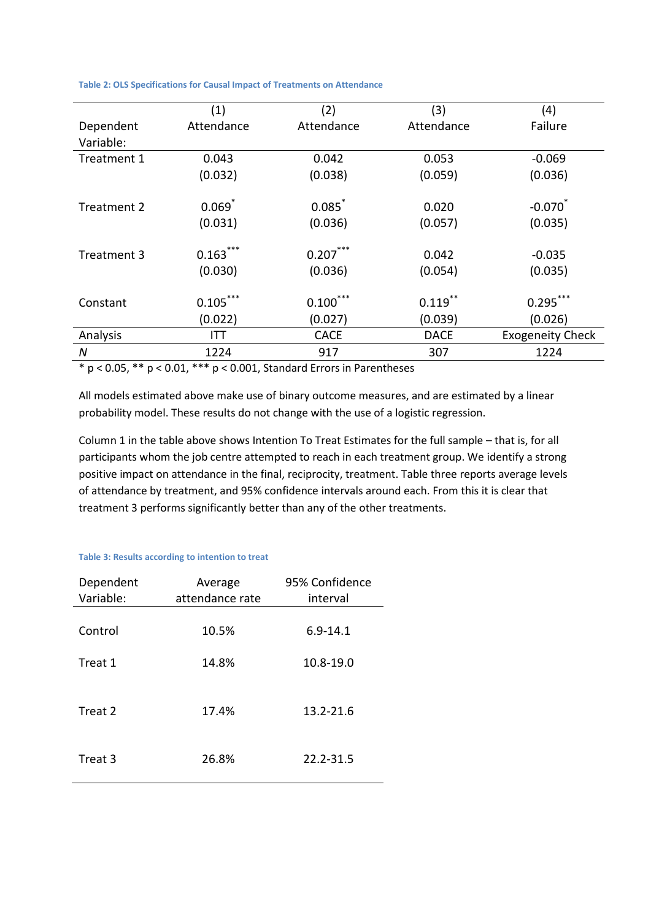Table 2: OLS Specifications for Causal Impact of Treatments on Attendance

| | (1) | (2) | (3) | (4) |
|---|---|---|---|---|
| Dependent Variable: | Attendance | Attendance | Attendance | Failure |
| Treatment 1 | 0.043 | 0.042 | 0.053 | -0.069 |
| | (0.032) | (0.038) | (0.059) | (0.036) |
| Treatment 2 | 0.069* | 0.085* | 0.020 | -0.070* |
| | (0.031) | (0.036) | (0.057) | (0.035) |
| Treatment 3 | 0.163*** | 0.207*** | 0.042 | -0.035 |
| | (0.030) | (0.036) | (0.054) | (0.035) |
| Constant | 0.105*** | 0.100*** | 0.119** | 0.295*** |
| | (0.022) | (0.027) | (0.039) | (0.026) |
| Analysis | ITT | CACE | DACE | Exogeneity Check |
| *N* | 1224 | 917 | 307 | 1224 |

* $p < 0.05$, ** $p < 0.01$, *** $p < 0.001$, Standard Errors in Parentheses

All models estimated above make use of binary outcome measures, and are estimated by a linear probability model. These results do not change with the use of a logistic regression.

Column 1 in the table above shows Intention To Treat Estimates for the full sample – that is, for all participants whom the job centre attempted to reach in each treatment group. We identify a strong positive impact on attendance in the final, reciprocity, treatment. Table three reports average levels of attendance by treatment, and 95% confidence intervals around each. From this it is clear that treatment 3 performs significantly better than any of the other treatments.

Table 3: Results according to intention to treat

| Dependent Variable: | Average attendance rate | 95% Confidence interval |
|---|---|---|
| Control | 10.5% | 6.9-14.1 |
| Treat 1 | 14.8% | 10.8-19.0 |
| Treat 2 | 17.4% | 13.2-21.6 |
| Treat 3 | 26.8% | 22.2-31.5 |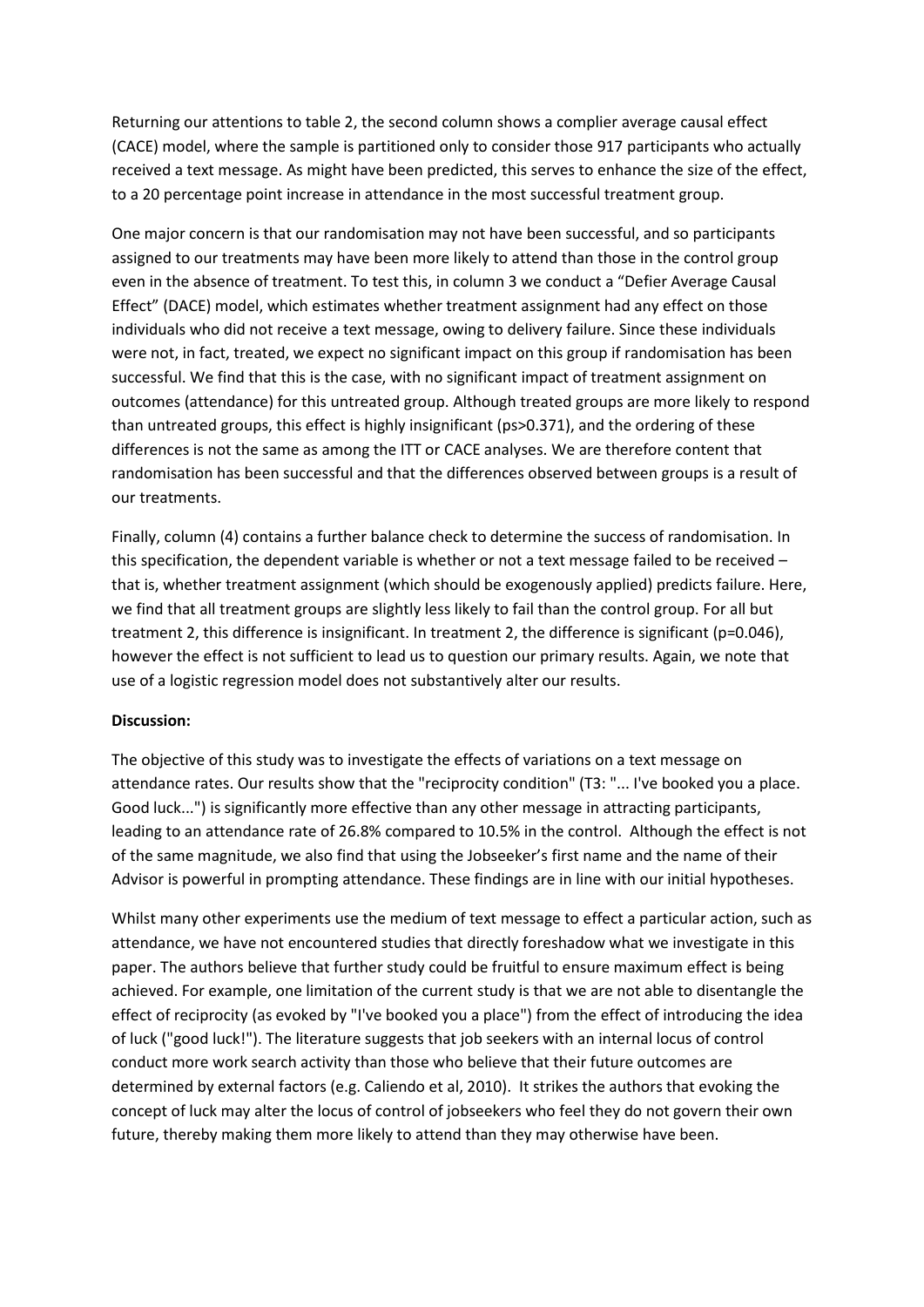Returning our attentions to table 2, the second column shows a complier average causal effect (CACE) model, where the sample is partitioned only to consider those 917 participants who actually received a text message. As might have been predicted, this serves to enhance the size of the effect, to a 20 percentage point increase in attendance in the most successful treatment group.

One major concern is that our randomisation may not have been successful, and so participants assigned to our treatments may have been more likely to attend than those in the control group even in the absence of treatment. To test this, in column 3 we conduct a "Defier Average Causal Effect" (DACE) model, which estimates whether treatment assignment had any effect on those individuals who did not receive a text message, owing to delivery failure. Since these individuals were not, in fact, treated, we expect no significant impact on this group if randomisation has been successful. We find that this is the case, with no significant impact of treatment assignment on outcomes (attendance) for this untreated group. Although treated groups are more likely to respond than untreated groups, this effect is highly insignificant (ps>0.371), and the ordering of these differences is not the same as among the ITT or CACE analyses. We are therefore content that randomisation has been successful and that the differences observed between groups is a result of our treatments.

Finally, column (4) contains a further balance check to determine the success of randomisation. In this specification, the dependent variable is whether or not a text message failed to be received – that is, whether treatment assignment (which should be exogenously applied) predicts failure. Here, we find that all treatment groups are slightly less likely to fail than the control group. For all but treatment 2, this difference is insignificant. In treatment 2, the difference is significant (p=0.046), however the effect is not sufficient to lead us to question our primary results. Again, we note that use of a logistic regression model does not substantively alter our results.

**Discussion:**

The objective of this study was to investigate the effects of variations on a text message on attendance rates. Our results show that the "reciprocity condition" (T3: "... I've booked you a place. Good luck...") is significantly more effective than any other message in attracting participants, leading to an attendance rate of 26.8% compared to 10.5% in the control. Although the effect is not of the same magnitude, we also find that using the Jobseeker's first name and the name of their Advisor is powerful in prompting attendance. These findings are in line with our initial hypotheses.

Whilst many other experiments use the medium of text message to effect a particular action, such as attendance, we have not encountered studies that directly foreshadow what we investigate in this paper. The authors believe that further study could be fruitful to ensure maximum effect is being achieved. For example, one limitation of the current study is that we are not able to disentangle the effect of reciprocity (as evoked by "I've booked you a place") from the effect of introducing the idea of luck ("good luck!"). The literature suggests that job seekers with an internal locus of control conduct more work search activity than those who believe that their future outcomes are determined by external factors (e.g. Caliendo et al, 2010). It strikes the authors that evoking the concept of luck may alter the locus of control of jobseekers who feel they do not govern their own future, thereby making them more likely to attend than they may otherwise have been.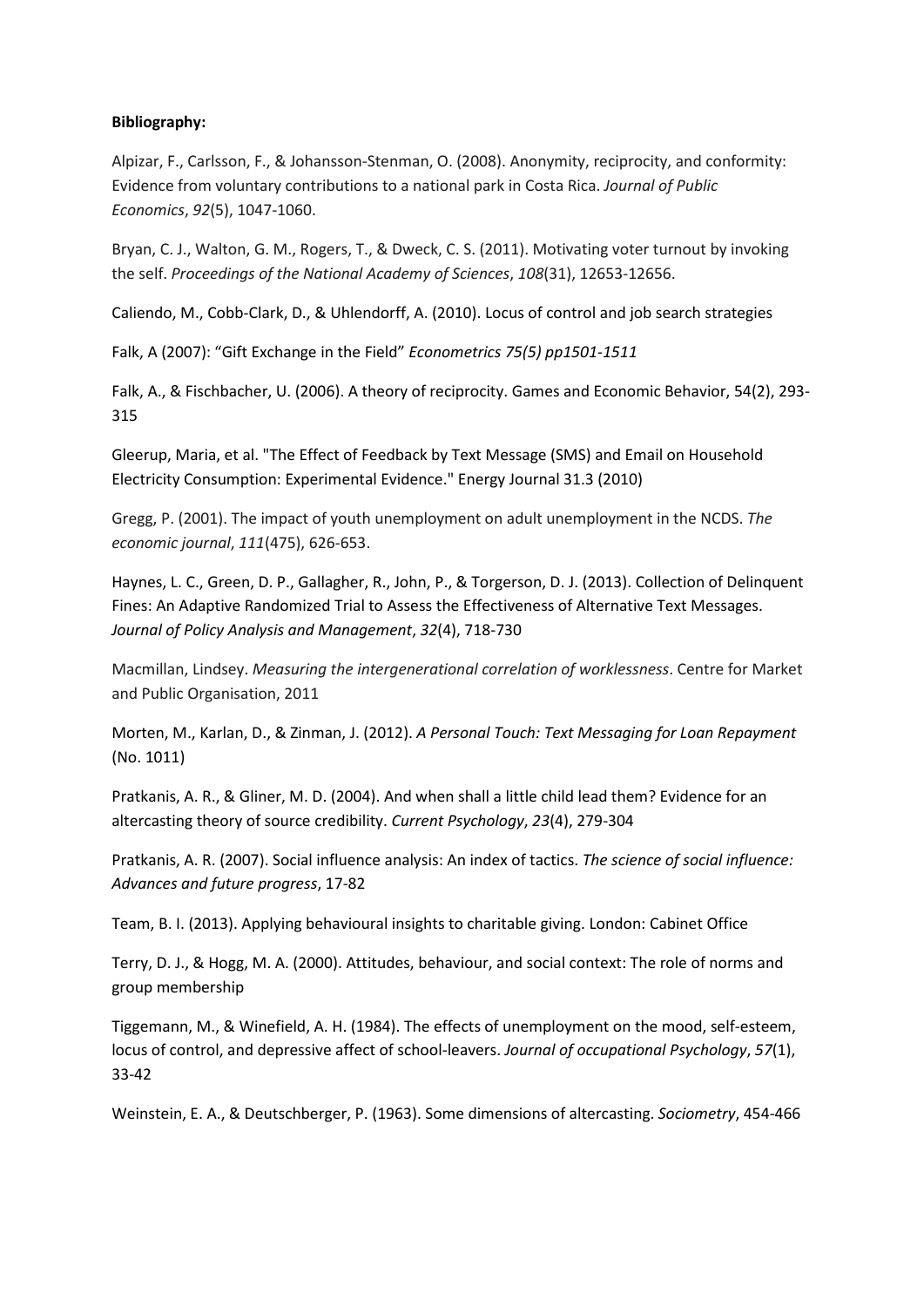**Bibliography:**

Alpizar, F., Carlsson, F., & Johansson-Stenman, O. (2008). Anonymity, reciprocity, and conformity: Evidence from voluntary contributions to a national park in Costa Rica. *Journal of Public Economics*, *92*(5), 1047-1060.

Bryan, C. J., Walton, G. M., Rogers, T., & Dweck, C. S. (2011). Motivating voter turnout by invoking the self. *Proceedings of the National Academy of Sciences*, *108*(31), 12653-12656.

Caliendo, M., Cobb-Clark, D., & Uhlendorff, A. (2010). Locus of control and job search strategies

Falk, A (2007): "Gift Exchange in the Field" *Econometrics 75(5) pp1501-1511*

Falk, A., & Fischbacher, U. (2006). A theory of reciprocity. Games and Economic Behavior, 54(2), 293-315

Gleerup, Maria, et al. "The Effect of Feedback by Text Message (SMS) and Email on Household Electricity Consumption: Experimental Evidence." Energy Journal 31.3 (2010)

Gregg, P. (2001). The impact of youth unemployment on adult unemployment in the NCDS. *The economic journal*, *111*(475), 626-653.

Haynes, L. C., Green, D. P., Gallagher, R., John, P., & Torgerson, D. J. (2013). Collection of Delinquent Fines: An Adaptive Randomized Trial to Assess the Effectiveness of Alternative Text Messages. *Journal of Policy Analysis and Management*, *32*(4), 718-730

Macmillan, Lindsey. *Measuring the intergenerational correlation of worklessness*. Centre for Market and Public Organisation, 2011

Morten, M., Karlan, D., & Zinman, J. (2012). *A Personal Touch: Text Messaging for Loan Repayment* (No. 1011)

Pratkanis, A. R., & Gliner, M. D. (2004). And when shall a little child lead them? Evidence for an altercasting theory of source credibility. *Current Psychology*, *23*(4), 279-304

Pratkanis, A. R. (2007). Social influence analysis: An index of tactics. *The science of social influence: Advances and future progress*, 17-82

Team, B. I. (2013). Applying behavioural insights to charitable giving. London: Cabinet Office

Terry, D. J., & Hogg, M. A. (2000). Attitudes, behaviour, and social context: The role of norms and group membership

Tiggemann, M., & Winefield, A. H. (1984). The effects of unemployment on the mood, self-esteem, locus of control, and depressive affect of school-leavers. *Journal of occupational Psychology*, *57*(1), 33-42

Weinstein, E. A., & Deutschberger, P. (1963). Some dimensions of altercasting. *Sociometry*, 454-466